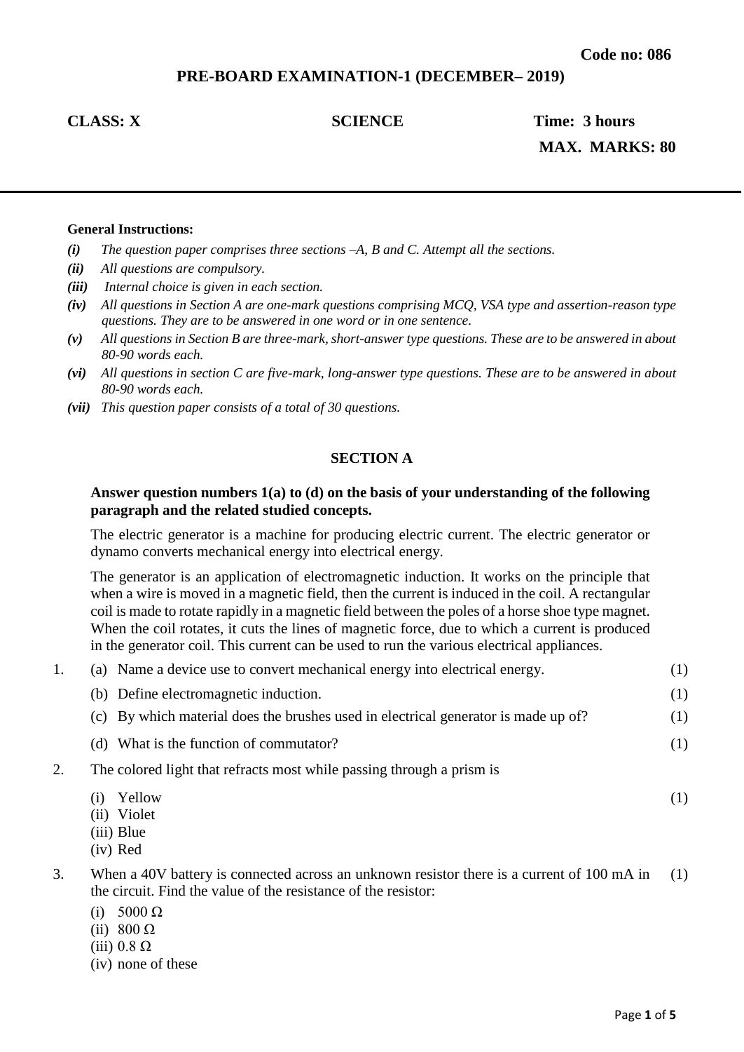**Code no: 086**

# PRE-BOARD EXAMINATION-1 (DECEMBER– 2019)

**CLASS: X** **SCIENCE** **Time: 3 hours**

**MAX. MARKS: 80**

---

**General Instructions:**

*(i) The question paper comprises three sections –A, B and C. Attempt all the sections.*

*(ii) All questions are compulsory.*

*(iii) Internal choice is given in each section.*

*(iv) All questions in Section A are one-mark questions comprising MCQ, VSA type and assertion-reason type questions. They are to be answered in one word or in one sentence.*

*(v) All questions in Section B are three-mark, short-answer type questions. These are to be answered in about 80-90 words each.*

*(vi) All questions in section C are five-mark, long-answer type questions. These are to be answered in about 80-90 words each.*

*(vii) This question paper consists of a total of 30 questions.*

## SECTION A

**Answer question numbers 1(a) to (d) on the basis of your understanding of the following paragraph and the related studied concepts.**

The electric generator is a machine for producing electric current. The electric generator or dynamo converts mechanical energy into electrical energy.

The generator is an application of electromagnetic induction. It works on the principle that when a wire is moved in a magnetic field, then the current is induced in the coil. A rectangular coil is made to rotate rapidly in a magnetic field between the poles of a horse shoe type magnet. When the coil rotates, it cuts the lines of magnetic force, due to which a current is produced in the generator coil. This current can be used to run the various electrical appliances.

1. (a) Name a device use to convert mechanical energy into electrical energy. (1)

   (b) Define electromagnetic induction. (1)

   (c) By which material does the brushes used in electrical generator is made up of? (1)

   (d) What is the function of commutator? (1)

2. The colored light that refracts most while passing through a prism is (1)

   (i) Yellow
   (ii) Violet
   (iii) Blue
   (iv) Red

3. When a 40V battery is connected across an unknown resistor there is a current of 100 mA in the circuit. Find the value of the resistance of the resistor: (1)

   (i) 5000 Ω
   (ii) 800 Ω
   (iii) 0.8 Ω
   (iv) none of these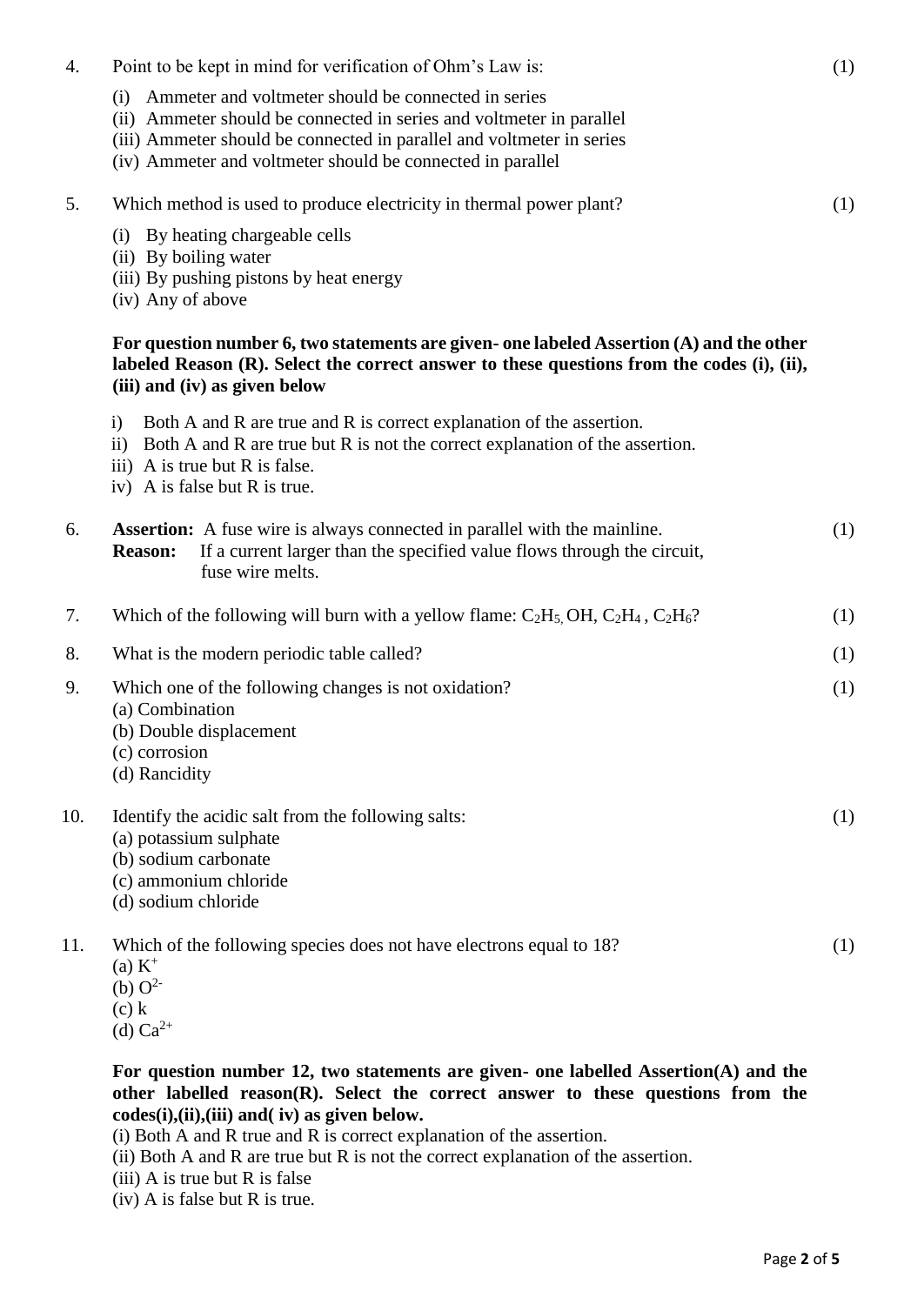4. Point to be kept in mind for verification of Ohm's Law is: (1)

   (i) Ammeter and voltmeter should be connected in series
   (ii) Ammeter should be connected in series and voltmeter in parallel
   (iii) Ammeter should be connected in parallel and voltmeter in series
   (iv) Ammeter and voltmeter should be connected in parallel

5. Which method is used to produce electricity in thermal power plant? (1)

   (i) By heating chargeable cells
   (ii) By boiling water
   (iii) By pushing pistons by heat energy
   (iv) Any of above

**For question number 6, two statements are given- one labeled Assertion (A) and the other labeled Reason (R). Select the correct answer to these questions from the codes (i), (ii), (iii) and (iv) as given below**

i) Both A and R are true and R is correct explanation of the assertion.
ii) Both A and R are true but R is not the correct explanation of the assertion.
iii) A is true but R is false.
iv) A is false but R is true.

6. **Assertion:** A fuse wire is always connected in parallel with the mainline. (1)
   **Reason:** If a current larger than the specified value flows through the circuit, fuse wire melts.

7. Which of the following will burn with a yellow flame: $C_2H_5$ OH, $C_2H_4$ , $C_2H_6$? (1)

8. What is the modern periodic table called? (1)

9. Which one of the following changes is not oxidation? (1)
   (a) Combination
   (b) Double displacement
   (c) corrosion
   (d) Rancidity

10. Identify the acidic salt from the following salts: (1)
    (a) potassium sulphate
    (b) sodium carbonate
    (c) ammonium chloride
    (d) sodium chloride

11. Which of the following species does not have electrons equal to 18? (1)
    (a) $K^+$
    (b) $O^{2-}$
    (c) k
    (d) $Ca^{2+}$

**For question number 12, two statements are given- one labelled Assertion(A) and the other labelled reason(R). Select the correct answer to these questions from the codes(i),(ii),(iii) and( iv) as given below.**

(i) Both A and R true and R is correct explanation of the assertion.
(ii) Both A and R are true but R is not the correct explanation of the assertion.
(iii) A is true but R is false
(iv) A is false but R is true.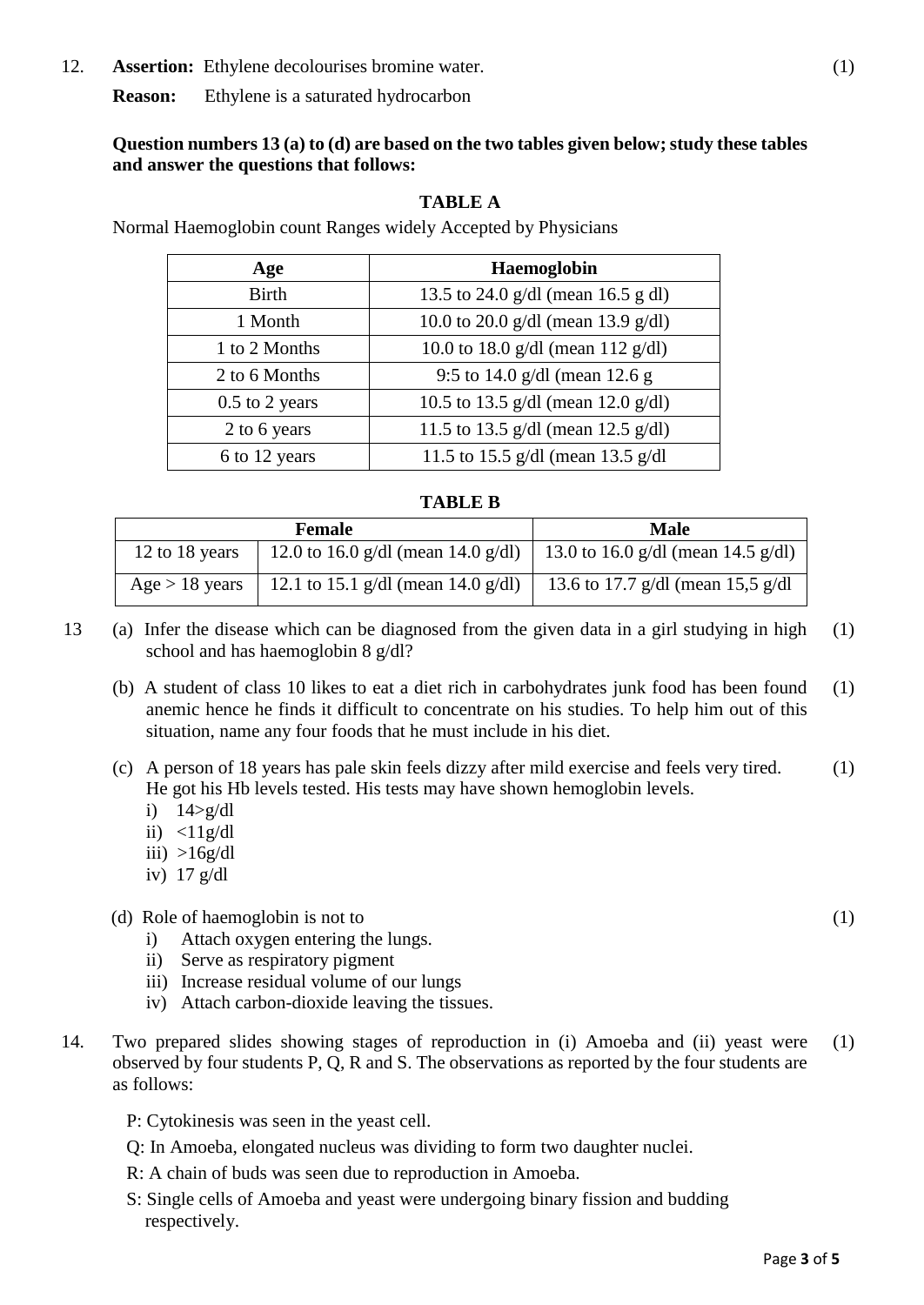12. **Assertion:** Ethylene decolourises bromine water. (1)

    **Reason:** Ethylene is a saturated hydrocarbon

**Question numbers 13 (a) to (d) are based on the two tables given below; study these tables and answer the questions that follows:**

**TABLE A**

Normal Haemoglobin count Ranges widely Accepted by Physicians

| Age | Haemoglobin |
|---|---|
| Birth | 13.5 to 24.0 g/dl (mean 16.5 g dl) |
| 1 Month | 10.0 to 20.0 g/dl (mean 13.9 g/dl) |
| 1 to 2 Months | 10.0 to 18.0 g/dl (mean 112 g/dl) |
| 2 to 6 Months | 9:5 to 14.0 g/dl (mean 12.6 g |
| 0.5 to 2 years | 10.5 to 13.5 g/dl (mean 12.0 g/dl) |
| 2 to 6 years | 11.5 to 13.5 g/dl (mean 12.5 g/dl) |
| 6 to 12 years | 11.5 to 15.5 g/dl (mean 13.5 g/dl |

**TABLE B**

| Female | | Male |
|---|---|---|
| 12 to 18 years | 12.0 to 16.0 g/dl (mean 14.0 g/dl) | 13.0 to 16.0 g/dl (mean 14.5 g/dl) |
| Age > 18 years | 12.1 to 15.1 g/dl (mean 14.0 g/dl) | 13.6 to 17.7 g/dl (mean 15,5 g/dl |

13 (a) Infer the disease which can be diagnosed from the given data in a girl studying in high school and has haemoglobin 8 g/dl? (1)

(b) A student of class 10 likes to eat a diet rich in carbohydrates junk food has been found anemic hence he finds it difficult to concentrate on his studies. To help him out of this situation, name any four foods that he must include in his diet. (1)

(c) A person of 18 years has pale skin feels dizzy after mild exercise and feels very tired. He got his Hb levels tested. His tests may have shown hemoglobin levels. (1)

i) 14>g/dl

ii) <11g/dl

iii) >16g/dl

iv) 17 g/dl

(d) Role of haemoglobin is not to (1)

i) Attach oxygen entering the lungs.

ii) Serve as respiratory pigment

iii) Increase residual volume of our lungs

iv) Attach carbon-dioxide leaving the tissues.

14. Two prepared slides showing stages of reproduction in (i) Amoeba and (ii) yeast were observed by four students P, Q, R and S. The observations as reported by the four students are as follows: (1)

    P: Cytokinesis was seen in the yeast cell.

    Q: In Amoeba, elongated nucleus was dividing to form two daughter nuclei.

    R: A chain of buds was seen due to reproduction in Amoeba.

    S: Single cells of Amoeba and yeast were undergoing binary fission and budding respectively.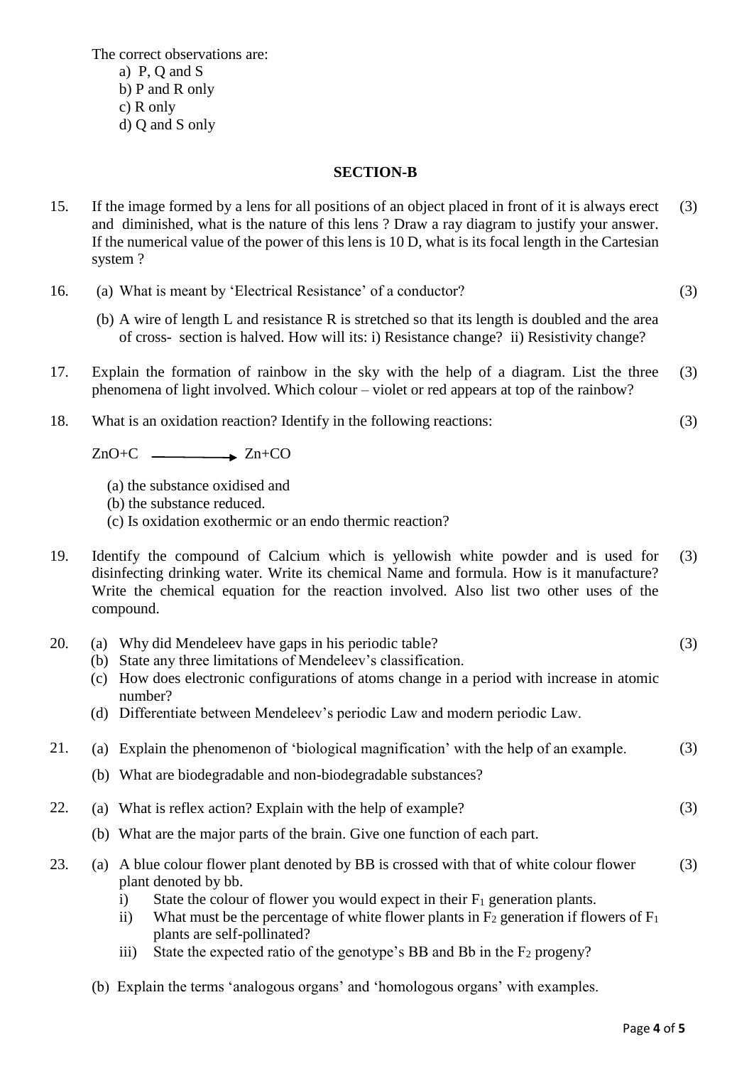The correct observations are:

a) P, Q and S
b) P and R only
c) R only
d) Q and S only

## SECTION-B

15. If the image formed by a lens for all positions of an object placed in front of it is always erect and diminished, what is the nature of this lens ? Draw a ray diagram to justify your answer. If the numerical value of the power of this lens is 10 D, what is its focal length in the Cartesian system ? (3)

16. (a) What is meant by 'Electrical Resistance' of a conductor? (3)

    (b) A wire of length L and resistance R is stretched so that its length is doubled and the area of cross- section is halved. How will its: i) Resistance change? ii) Resistivity change?

17. Explain the formation of rainbow in the sky with the help of a diagram. List the three phenomena of light involved. Which colour – violet or red appears at top of the rainbow? (3)

18. What is an oxidation reaction? Identify in the following reactions: (3)

    $ZnO + C \longrightarrow Zn + CO$

    (a) the substance oxidised and
    (b) the substance reduced.
    (c) Is oxidation exothermic or an endo thermic reaction?

19. Identify the compound of Calcium which is yellowish white powder and is used for disinfecting drinking water. Write its chemical Name and formula. How is it manufacture? Write the chemical equation for the reaction involved. Also list two other uses of the compound. (3)

20. (a) Why did Mendeleev have gaps in his periodic table? (3)
    (b) State any three limitations of Mendeleev's classification.
    (c) How does electronic configurations of atoms change in a period with increase in atomic number?
    (d) Differentiate between Mendeleev's periodic Law and modern periodic Law.

21. (a) Explain the phenomenon of 'biological magnification' with the help of an example. (3)

    (b) What are biodegradable and non-biodegradable substances?

22. (a) What is reflex action? Explain with the help of example? (3)

    (b) What are the major parts of the brain. Give one function of each part.

23. (a) A blue colour flower plant denoted by BB is crossed with that of white colour flower plant denoted by bb. (3)
    i) State the colour of flower you would expect in their $F_1$ generation plants.
    ii) What must be the percentage of white flower plants in $F_2$ generation if flowers of $F_1$ plants are self-pollinated?
    iii) State the expected ratio of the genotype's BB and Bb in the $F_2$ progeny?

    (b) Explain the terms 'analogous organs' and 'homologous organs' with examples.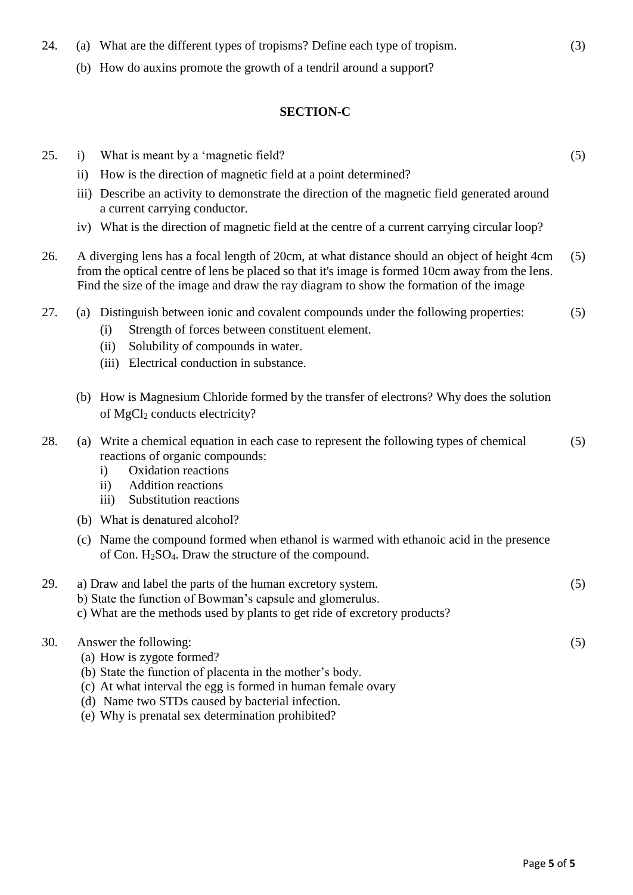24. (a) What are the different types of tropisms? Define each type of tropism. (3)

    (b) How do auxins promote the growth of a tendril around a support?

## SECTION-C

25. i) What is meant by a 'magnetic field? (5)

    ii) How is the direction of magnetic field at a point determined?

    iii) Describe an activity to demonstrate the direction of the magnetic field generated around a current carrying conductor.

    iv) What is the direction of magnetic field at the centre of a current carrying circular loop?

26. A diverging lens has a focal length of 20cm, at what distance should an object of height 4cm from the optical centre of lens be placed so that it's image is formed 10cm away from the lens. Find the size of the image and draw the ray diagram to show the formation of the image (5)

27. (a) Distinguish between ionic and covalent compounds under the following properties: (5)

    (i) Strength of forces between constituent element.

    (ii) Solubility of compounds in water.

    (iii) Electrical conduction in substance.

    (b) How is Magnesium Chloride formed by the transfer of electrons? Why does the solution of $MgCl_2$ conducts electricity?

28. (a) Write a chemical equation in each case to represent the following types of chemical reactions of organic compounds: (5)

    i) Oxidation reactions

    ii) Addition reactions

    iii) Substitution reactions

    (b) What is denatured alcohol?

    (c) Name the compound formed when ethanol is warmed with ethanoic acid in the presence of Con. $H_2SO_4$. Draw the structure of the compound.

29. a) Draw and label the parts of the human excretory system. (5)

    b) State the function of Bowman's capsule and glomerulus.

    c) What are the methods used by plants to get ride of excretory products?

30. Answer the following: (5)

    (a) How is zygote formed?

    (b) State the function of placenta in the mother's body.

    (c) At what interval the egg is formed in human female ovary

    (d) Name two STDs caused by bacterial infection.

    (e) Why is prenatal sex determination prohibited?